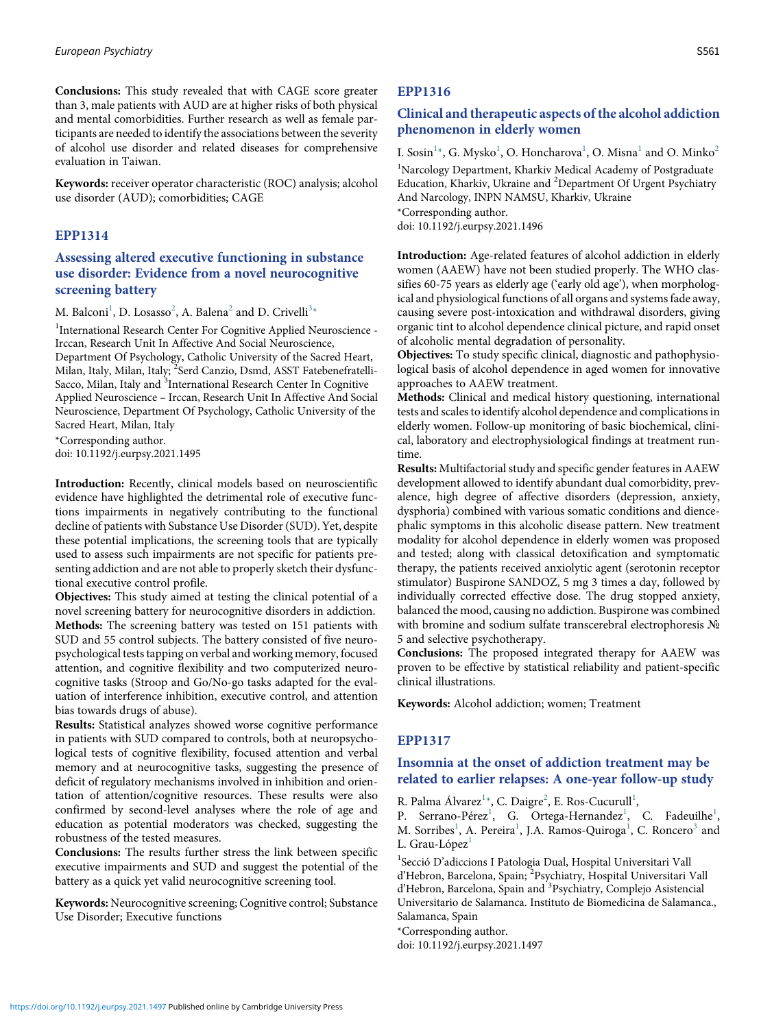**Conclusions:** This study revealed that with CAGE score greater than 3, male patients with AUD are at higher risks of both physical and mental comorbidities. Further research as well as female participants are needed to identify the associations between the severity of alcohol use disorder and related diseases for comprehensive evaluation in Taiwan.

**Keywords:** receiver operator characteristic (ROC) analysis; alcohol use disorder (AUD); comorbidities; CAGE

## EPP1314

### Assessing altered executive functioning in substance use disorder: Evidence from a novel neurocognitive screening battery

M. Balconi[1], D. Losasso[2], A. Balena[2] and D. Crivelli[3]*

[1]International Research Center For Cognitive Applied Neuroscience - Irccan, Research Unit In Affective And Social Neuroscience, Department Of Psychology, Catholic University of the Sacred Heart, Milan, Italy, Milan, Italy; [2]Serd Canzio, Dsmd, ASST Fatebenefratelli-Sacco, Milan, Italy and [3]International Research Center In Cognitive Applied Neuroscience – Irccan, Research Unit In Affective And Social Neuroscience, Department Of Psychology, Catholic University of the Sacred Heart, Milan, Italy

*Corresponding author.
doi: 10.1192/j.eurpsy.2021.1495

**Introduction:** Recently, clinical models based on neuroscientific evidence have highlighted the detrimental role of executive functions impairments in negatively contributing to the functional decline of patients with Substance Use Disorder (SUD). Yet, despite these potential implications, the screening tools that are typically used to assess such impairments are not specific for patients presenting addiction and are not able to properly sketch their dysfunctional executive control profile.

**Objectives:** This study aimed at testing the clinical potential of a novel screening battery for neurocognitive disorders in addiction.

**Methods:** The screening battery was tested on 151 patients with SUD and 55 control subjects. The battery consisted of five neuropsychological tests tapping on verbal and working memory, focused attention, and cognitive flexibility and two computerized neurocognitive tasks (Stroop and Go/No-go tasks adapted for the evaluation of interference inhibition, executive control, and attention bias towards drugs of abuse).

**Results:** Statistical analyzes showed worse cognitive performance in patients with SUD compared to controls, both at neuropsychological tests of cognitive flexibility, focused attention and verbal memory and at neurocognitive tasks, suggesting the presence of deficit of regulatory mechanisms involved in inhibition and orientation of attention/cognitive resources. These results were also confirmed by second-level analyses where the role of age and education as potential moderators was checked, suggesting the robustness of the tested measures.

**Conclusions:** The results further stress the link between specific executive impairments and SUD and suggest the potential of the battery as a quick yet valid neurocognitive screening tool.

**Keywords:** Neurocognitive screening; Cognitive control; Substance Use Disorder; Executive functions

## EPP1316

### Clinical and therapeutic aspects of the alcohol addiction phenomenon in elderly women

I. Sosin[1]*, G. Mysko[1], O. Honcharova[1], O. Misna[1] and O. Minko[2]

[1]Narcology Department, Kharkiv Medical Academy of Postgraduate Education, Kharkiv, Ukraine and [2]Department Of Urgent Psychiatry And Narcology, INPN NAMSU, Kharkiv, Ukraine

*Corresponding author.
doi: 10.1192/j.eurpsy.2021.1496

**Introduction:** Age-related features of alcohol addiction in elderly women (AAEW) have not been studied properly. The WHO classifies 60-75 years as elderly age ('early old age'), when morphological and physiological functions of all organs and systems fade away, causing severe post-intoxication and withdrawal disorders, giving organic tint to alcohol dependence clinical picture, and rapid onset of alcoholic mental degradation of personality.

**Objectives:** To study specific clinical, diagnostic and pathophysiological basis of alcohol dependence in aged women for innovative approaches to AAEW treatment.

**Methods:** Clinical and medical history questioning, international tests and scales to identify alcohol dependence and complications in elderly women. Follow-up monitoring of basic biochemical, clinical, laboratory and electrophysiological findings at treatment runtime.

**Results:** Multifactorial study and specific gender features in AAEW development allowed to identify abundant dual comorbidity, prevalence, high degree of affective disorders (depression, anxiety, dysphoria) combined with various somatic conditions and diencephalic symptoms in this alcoholic disease pattern. New treatment modality for alcohol dependence in elderly women was proposed and tested; along with classical detoxification and symptomatic therapy, the patients received anxiolytic agent (serotonin receptor stimulator) Buspirone SANDOZ, 5 mg 3 times a day, followed by individually corrected effective dose. The drug stopped anxiety, balanced the mood, causing no addiction. Buspirone was combined with bromine and sodium sulfate transcerebral electrophoresis № 5 and selective psychotherapy.

**Conclusions:** The proposed integrated therapy for AAEW was proven to be effective by statistical reliability and patient-specific clinical illustrations.

**Keywords:** Alcohol addiction; women; Treatment

## EPP1317

### Insomnia at the onset of addiction treatment may be related to earlier relapses: A one-year follow-up study

R. Palma Álvarez[1]*, C. Daigre[2], E. Ros-Cucurull[1], P. Serrano-Pérez[1], G. Ortega-Hernandez[1], C. Fadeuilhe[1], M. Sorribes[1], A. Pereira[1], J.A. Ramos-Quiroga[1], C. Roncero[3] and L. Grau-López[1]

[1]Secció D'adiccions I Patologia Dual, Hospital Universitari Vall d'Hebron, Barcelona, Spain; [2]Psychiatry, Hospital Universitari Vall d'Hebron, Barcelona, Spain and [3]Psychiatry, Complejo Asistencial Universitario de Salamanca. Instituto de Biomedicina de Salamanca., Salamanca, Spain

*Corresponding author.
doi: 10.1192/j.eurpsy.2021.1497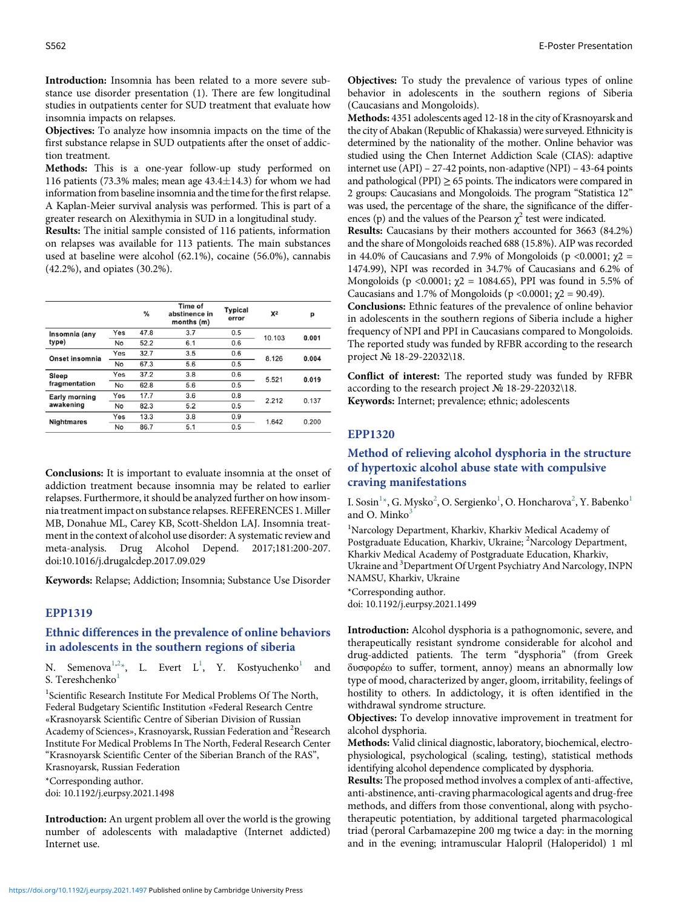**Introduction:** Insomnia has been related to a more severe substance use disorder presentation (1). There are few longitudinal studies in outpatients center for SUD treatment that evaluate how insomnia impacts on relapses.

**Objectives:** To analyze how insomnia impacts on the time of the first substance relapse in SUD outpatients after the onset of addiction treatment.

**Methods:** This is a one-year follow-up study performed on 116 patients (73.3% males; mean age 43.4±14.3) for whom we had information from baseline insomnia and the time for the first relapse. A Kaplan-Meier survival analysis was performed. This is part of a greater research on Alexithymia in SUD in a longitudinal study.

**Results:** The initial sample consisted of 116 patients, information on relapses was available for 113 patients. The main substances used at baseline were alcohol (62.1%), cocaine (56.0%), cannabis (42.2%), and opiates (30.2%).

| | | % | Time of abstinence in months (m) | Typical error | X² | p |
|---|---|---|---|---|---|---|
| Insomnia (any type) | Yes | 47.8 | 3.7 | 0.5 | 10.103 | **0.001** |
| | No | 52.2 | 6.1 | 0.6 | | |
| Onset insomnia | Yes | 32.7 | 3.5 | 0.6 | 8.126 | **0.004** |
| | No | 67.3 | 5.6 | 0.5 | | |
| Sleep fragmentation | Yes | 37.2 | 3.8 | 0.6 | 5.521 | **0.019** |
| | No | 62.8 | 5.6 | 0.5 | | |
| Early morning awakening | Yes | 17.7 | 3.6 | 0.8 | 2.212 | 0.137 |
| | No | 82.3 | 5.2 | 0.5 | | |
| Nightmares | Yes | 13.3 | 3.8 | 0.9 | 1.642 | 0.200 |
| | No | 86.7 | 5.1 | 0.5 | | |

**Conclusions:** It is important to evaluate insomnia at the onset of addiction treatment because insomnia may be related to earlier relapses. Furthermore, it should be analyzed further on how insomnia treatment impact on substance relapses. REFERENCES 1. Miller MB, Donahue ML, Carey KB, Scott-Sheldon LAJ. Insomnia treatment in the context of alcohol use disorder: A systematic review and meta-analysis. Drug Alcohol Depend. 2017;181:200-207. doi:10.1016/j.drugalcdep.2017.09.029

**Keywords:** Relapse; Addiction; Insomnia; Substance Use Disorder

## EPP1319

## Ethnic differences in the prevalence of online behaviors in adolescents in the southern regions of siberia

N. Semenova[1,2*], L. Evert L[1], Y. Kostyuchenko[1] and S. Tereshchenko[1]

[1]Scientific Research Institute For Medical Problems Of The North, Federal Budgetary Scientific Institution «Federal Research Centre «Krasnoyarsk Scientific Centre of Siberian Division of Russian Academy of Sciences», Krasnoyarsk, Russian Federation and [2]Research Institute For Medical Problems In The North, Federal Research Center "Krasnoyarsk Scientific Center of the Siberian Branch of the RAS", Krasnoyarsk, Russian Federation

*Corresponding author.
doi: 10.1192/j.eurpsy.2021.1498

**Introduction:** An urgent problem all over the world is the growing number of adolescents with maladaptive (Internet addicted) Internet use.

**Objectives:** To study the prevalence of various types of online behavior in adolescents in the southern regions of Siberia (Caucasians and Mongoloids).

**Methods:** 4351 adolescents aged 12-18 in the city of Krasnoyarsk and the city of Abakan (Republic of Khakassia) were surveyed. Ethnicity is determined by the nationality of the mother. Online behavior was studied using the Chen Internet Addiction Scale (CIAS): adaptive internet use (API) – 27-42 points, non-adaptive (NPI) – 43-64 points and pathological (PPI) ≥ 65 points. The indicators were compared in 2 groups: Caucasians and Mongoloids. The program "Statistica 12" was used, the percentage of the share, the significance of the differences (p) and the values of the Pearson $\chi^2$ test were indicated.

**Results:** Caucasians by their mothers accounted for 3663 (84.2%) and the share of Mongoloids reached 688 (15.8%). AIP was recorded in 44.0% of Caucasians and 7.9% of Mongoloids ($p < 0.0001$; $\chi2 = 1474.99$), NPI was recorded in 34.7% of Caucasians and 6.2% of Mongoloids ($p < 0.0001$; $\chi2 = 1084.65$), PPI was found in 5.5% of Caucasians and 1.7% of Mongoloids ($p < 0.0001$; $\chi2 = 90.49$).

**Conclusions:** Ethnic features of the prevalence of online behavior in adolescents in the southern regions of Siberia include a higher frequency of NPI and PPI in Caucasians compared to Mongoloids. The reported study was funded by RFBR according to the research project № 18-29-22032\18.

**Conflict of interest:** The reported study was funded by RFBR according to the research project № 18-29-22032\18.

**Keywords:** Internet; prevalence; ethnic; adolescents

## EPP1320

## Method of relieving alcohol dysphoria in the structure of hypertoxic alcohol abuse state with compulsive craving manifestations

I. Sosin[1*], G. Mysko[2], O. Sergienko[1], O. Honcharova[2], Y. Babenko[1] and O. Minko[3]

[1]Narcology Department, Kharkiv, Kharkiv Medical Academy of Postgraduate Education, Kharkiv, Ukraine; [2]Narcology Department, Kharkiv Medical Academy of Postgraduate Education, Kharkiv, Ukraine and [3]Department Of Urgent Psychiatry And Narcology, INPN NAMSU, Kharkiv, Ukraine

*Corresponding author.
doi: 10.1192/j.eurpsy.2021.1499

**Introduction:** Alcohol dysphoria is a pathognomonic, severe, and therapeutically resistant syndrome considerable for alcohol and drug-addicted patients. The term "dysphoria" (from Greek δυσφορέω to suffer, torment, annoy) means an abnormally low type of mood, characterized by anger, gloom, irritability, feelings of hostility to others. In addictology, it is often identified in the withdrawal syndrome structure.

**Objectives:** To develop innovative improvement in treatment for alcohol dysphoria.

**Methods:** Valid clinical diagnostic, laboratory, biochemical, electrophysiological, psychological (scaling, testing), statistical methods identifying alcohol dependence complicated by dysphoria.

**Results:** The proposed method involves a complex of anti-affective, anti-abstinence, anti-craving pharmacological agents and drug-free methods, and differs from those conventional, along with psychotherapeutic potentiation, by additional targeted pharmacological triad (peroral Carbamazepine 200 mg twice a day: in the morning and in the evening; intramuscular Halopril (Haloperidol) 1 ml